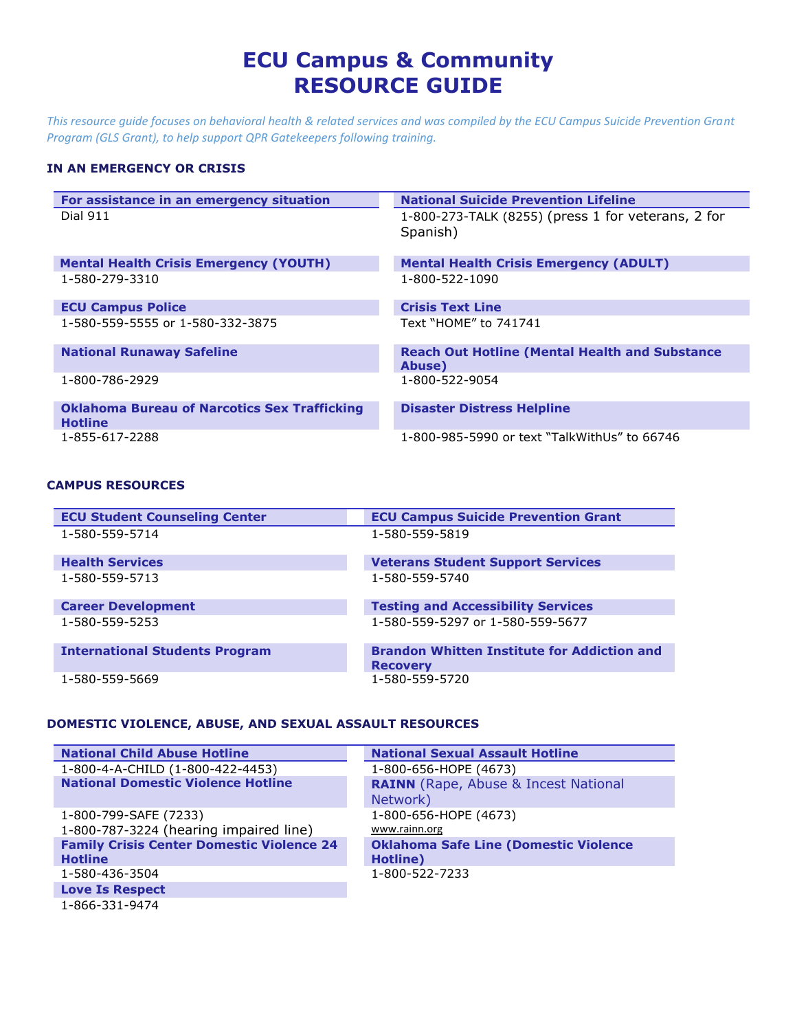# ECU Campus & Community
# RESOURCE GUIDE

*This resource guide focuses on behavioral health & related services and was compiled by the ECU Campus Suicide Prevention Grant Program (GLS Grant), to help support QPR Gatekeepers following training.*

## IN AN EMERGENCY OR CRISIS

**For assistance in an emergency situation**
Dial 911

**National Suicide Prevention Lifeline**
1-800-273-TALK (8255) (press 1 for veterans, 2 for Spanish)

**Mental Health Crisis Emergency (YOUTH)**
1-580-279-3310

**Mental Health Crisis Emergency (ADULT)**
1-800-522-1090

**ECU Campus Police**
1-580-559-5555 or 1-580-332-3875

**Crisis Text Line**
Text "HOME" to 741741

**National Runaway Safeline**
1-800-786-2929

**Reach Out Hotline (Mental Health and Substance Abuse)**
1-800-522-9054

**Oklahoma Bureau of Narcotics Sex Trafficking Hotline**
1-855-617-2288

**Disaster Distress Helpline**
1-800-985-5990 or text "TalkWithUs" to 66746

## CAMPUS RESOURCES

**ECU Student Counseling Center**
1-580-559-5714

**ECU Campus Suicide Prevention Grant**
1-580-559-5819

**Health Services**
1-580-559-5713

**Veterans Student Support Services**
1-580-559-5740

**Career Development**
1-580-559-5253

**Testing and Accessibility Services**
1-580-559-5297 or 1-580-559-5677

**International Students Program**
1-580-559-5669

**Brandon Whitten Institute for Addiction and Recovery**
1-580-559-5720

## DOMESTIC VIOLENCE, ABUSE, AND SEXUAL ASSAULT RESOURCES

**National Child Abuse Hotline**
1-800-4-A-CHILD (1-800-422-4453)

**National Sexual Assault Hotline**
1-800-656-HOPE (4673)

**National Domestic Violence Hotline**
1-800-799-SAFE (7233)
1-800-787-3224 (hearing impaired line)

**RAINN** (Rape, Abuse & Incest National Network)
1-800-656-HOPE (4673)
www.rainn.org

**Family Crisis Center Domestic Violence 24 Hotline**
1-580-436-3504

**Oklahoma Safe Line (Domestic Violence Hotline)**
1-800-522-7233

**Love Is Respect**
1-866-331-9474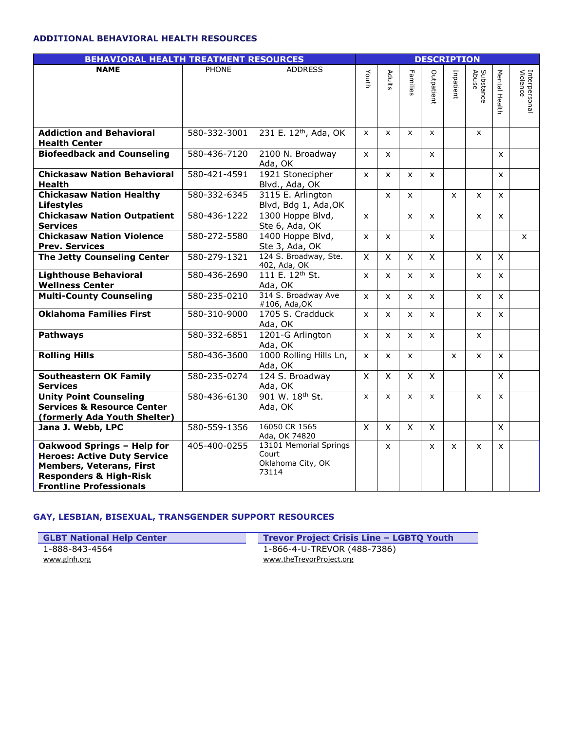### ADDITIONAL BEHAVIORAL HEALTH RESOURCES

| BEHAVIORAL HEALTH TREATMENT RESOURCES | | | DESCRIPTION | | | | | | | |
|---|---|---|---|---|---|---|---|---|---|---|
| **NAME** | PHONE | ADDRESS | Youth | Adults | Families | Outpatient | Inpatient | Substance Abuse | Mental Health | Interpersonal Violence |
| **Addiction and Behavioral Health Center** | 580-332-3001 | 231 E. 12th, Ada, OK | x | x | x | x | | x | | |
| **Biofeedback and Counseling** | 580-436-7120 | 2100 N. Broadway Ada, OK | x | x | | x | | | x | |
| **Chickasaw Nation Behavioral Health** | 580-421-4591 | 1921 Stonecipher Blvd., Ada, OK | x | x | x | x | | | x | |
| **Chickasaw Nation Healthy Lifestyles** | 580-332-6345 | 3115 E. Arlington Blvd, Bdg 1, Ada,OK | | x | x | | x | x | x | |
| **Chickasaw Nation Outpatient Services** | 580-436-1222 | 1300 Hoppe Blvd, Ste 6, Ada, OK | x | | x | x | | x | x | |
| **Chickasaw Nation Violence Prev. Services** | 580-272-5580 | 1400 Hoppe Blvd, Ste 3, Ada, OK | x | x | | x | | | | x |
| **The Jetty Counseling Center** | 580-279-1321 | 124 S. Broadway, Ste. 402, Ada, OK | X | X | X | X | | X | X | |
| **Lighthouse Behavioral Wellness Center** | 580-436-2690 | 111 E. 12th St. Ada, OK | x | x | x | x | | x | x | |
| **Multi-County Counseling** | 580-235-0210 | 314 S. Broadway Ave #106, Ada,OK | x | x | x | x | | x | x | |
| **Oklahoma Families First** | 580-310-9000 | 1705 S. Cradduck Ada, OK | x | x | x | x | | x | x | |
| **Pathways** | 580-332-6851 | 1201-G Arlington Ada, OK | x | x | x | x | | x | | |
| **Rolling Hills** | 580-436-3600 | 1000 Rolling Hills Ln, Ada, OK | x | x | x | | x | x | x | |
| **Southeastern OK Family Services** | 580-235-0274 | 124 S. Broadway Ada, OK | X | X | X | X | | | X | |
| **Unity Point Counseling Services & Resource Center (formerly Ada Youth Shelter)** | 580-436-6130 | 901 W. 18th St. Ada, OK | x | x | x | x | | x | x | |
| **Jana J. Webb, LPC** | 580-559-1356 | 16050 CR 1565 Ada, OK 74820 | X | X | X | X | | | X | |
| **Oakwood Springs – Help for Heroes: Active Duty Service Members, Veterans, First Responders & High-Risk Frontline Professionals** | 405-400-0255 | 13101 Memorial Springs Court Oklahoma City, OK 73114 | | x | | x | x | x | x | |

### GAY, LESBIAN, BISEXUAL, TRANSGENDER SUPPORT RESOURCES

**GLBT National Help Center**
1-888-843-4564
www.glnh.org

**Trevor Project Crisis Line – LGBTQ Youth**
1-866-4-U-TREVOR (488-7386)
www.theTrevorProject.org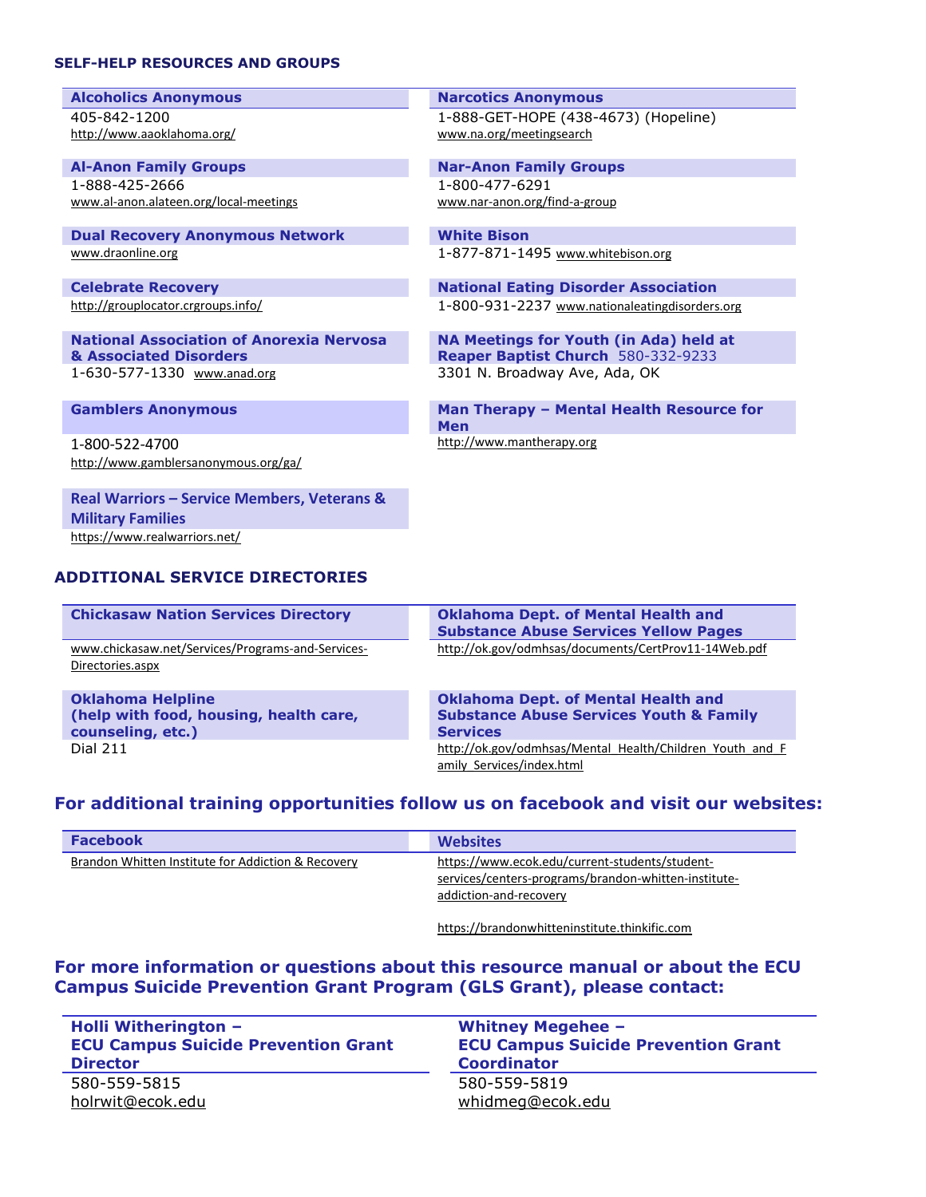## SELF-HELP RESOURCES AND GROUPS

**Alcoholics Anonymous**
405-842-1200
http://www.aaoklahoma.org/

**Narcotics Anonymous**
1-888-GET-HOPE (438-4673) (Hopeline)
www.na.org/meetingsearch

**Al-Anon Family Groups**
1-888-425-2666
www.al-anon.alateen.org/local-meetings

**Nar-Anon Family Groups**
1-800-477-6291
www.nar-anon.org/find-a-group

**Dual Recovery Anonymous Network**
www.draonline.org

**White Bison**
1-877-871-1495 www.whitebison.org

**Celebrate Recovery**
http://grouplocator.crgroups.info/

**National Eating Disorder Association**
1-800-931-2237 www.nationaleatingdisorders.org

**National Association of Anorexia Nervosa & Associated Disorders**
1-630-577-1330 www.anad.org

**NA Meetings for Youth (in Ada) held at Reaper Baptist Church** 580-332-9233
3301 N. Broadway Ave, Ada, OK

**Gamblers Anonymous**
1-800-522-4700
http://www.gamblersanonymous.org/ga/

**Man Therapy – Mental Health Resource for Men**
http://www.mantherapy.org

**Real Warriors – Service Members, Veterans & Military Families**
https://www.realwarriors.net/

## ADDITIONAL SERVICE DIRECTORIES

**Chickasaw Nation Services Directory**
www.chickasaw.net/Services/Programs-and-Services-Directories.aspx

**Oklahoma Dept. of Mental Health and Substance Abuse Services Yellow Pages**
http://ok.gov/odmhsas/documents/CertProv11-14Web.pdf

**Oklahoma Helpline (help with food, housing, health care, counseling, etc.)**
Dial 211

**Oklahoma Dept. of Mental Health and Substance Abuse Services Youth & Family Services**
http://ok.gov/odmhsas/Mental_Health/Children_Youth_and_Family_Services/index.html

## For additional training opportunities follow us on facebook and visit our websites:

**Facebook**
Brandon Whitten Institute for Addiction & Recovery

**Websites**
https://www.ecok.edu/current-students/student-services/centers-programs/brandon-whitten-institute-addiction-and-recovery

https://brandonwhitteninstitute.thinkific.com

## For more information or questions about this resource manual or about the ECU Campus Suicide Prevention Grant Program (GLS Grant), please contact:

**Holli Witherington – ECU Campus Suicide Prevention Grant Director**
580-559-5815
holrwit@ecok.edu

**Whitney Megehee – ECU Campus Suicide Prevention Grant Coordinator**
580-559-5819
whidmeg@ecok.edu